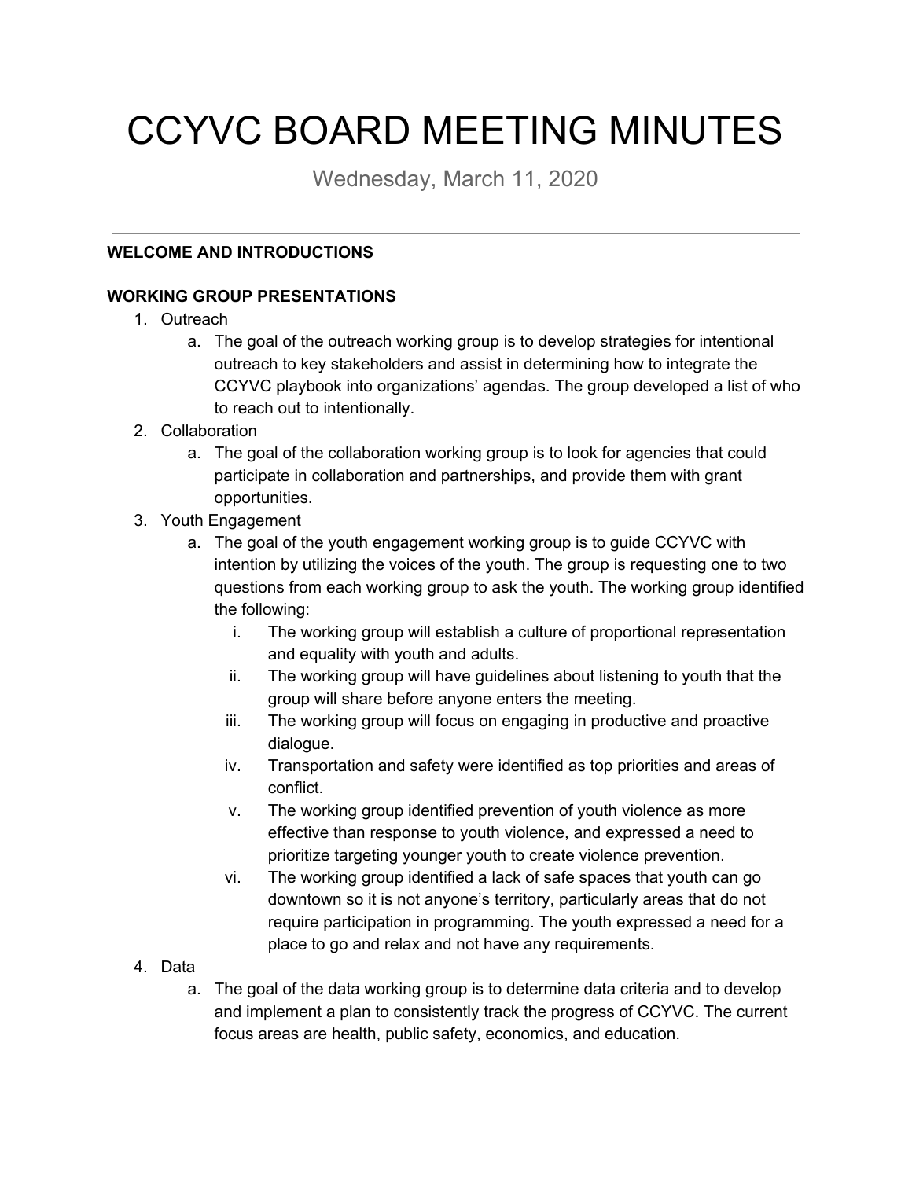# CCYVC BOARD MEETING MINUTES

Wednesday, March 11, 2020

---

**WELCOME AND INTRODUCTIONS**

**WORKING GROUP PRESENTATIONS**

1. Outreach
   a. The goal of the outreach working group is to develop strategies for intentional outreach to key stakeholders and assist in determining how to integrate the CCYVC playbook into organizations' agendas. The group developed a list of who to reach out to intentionally.
2. Collaboration
   a. The goal of the collaboration working group is to look for agencies that could participate in collaboration and partnerships, and provide them with grant opportunities.
3. Youth Engagement
   a. The goal of the youth engagement working group is to guide CCYVC with intention by utilizing the voices of the youth. The group is requesting one to two questions from each working group to ask the youth. The working group identified the following:
      i. The working group will establish a culture of proportional representation and equality with youth and adults.
      ii. The working group will have guidelines about listening to youth that the group will share before anyone enters the meeting.
      iii. The working group will focus on engaging in productive and proactive dialogue.
      iv. Transportation and safety were identified as top priorities and areas of conflict.
      v. The working group identified prevention of youth violence as more effective than response to youth violence, and expressed a need to prioritize targeting younger youth to create violence prevention.
      vi. The working group identified a lack of safe spaces that youth can go downtown so it is not anyone's territory, particularly areas that do not require participation in programming. The youth expressed a need for a place to go and relax and not have any requirements.
4. Data
   a. The goal of the data working group is to determine data criteria and to develop and implement a plan to consistently track the progress of CCYVC. The current focus areas are health, public safety, economics, and education.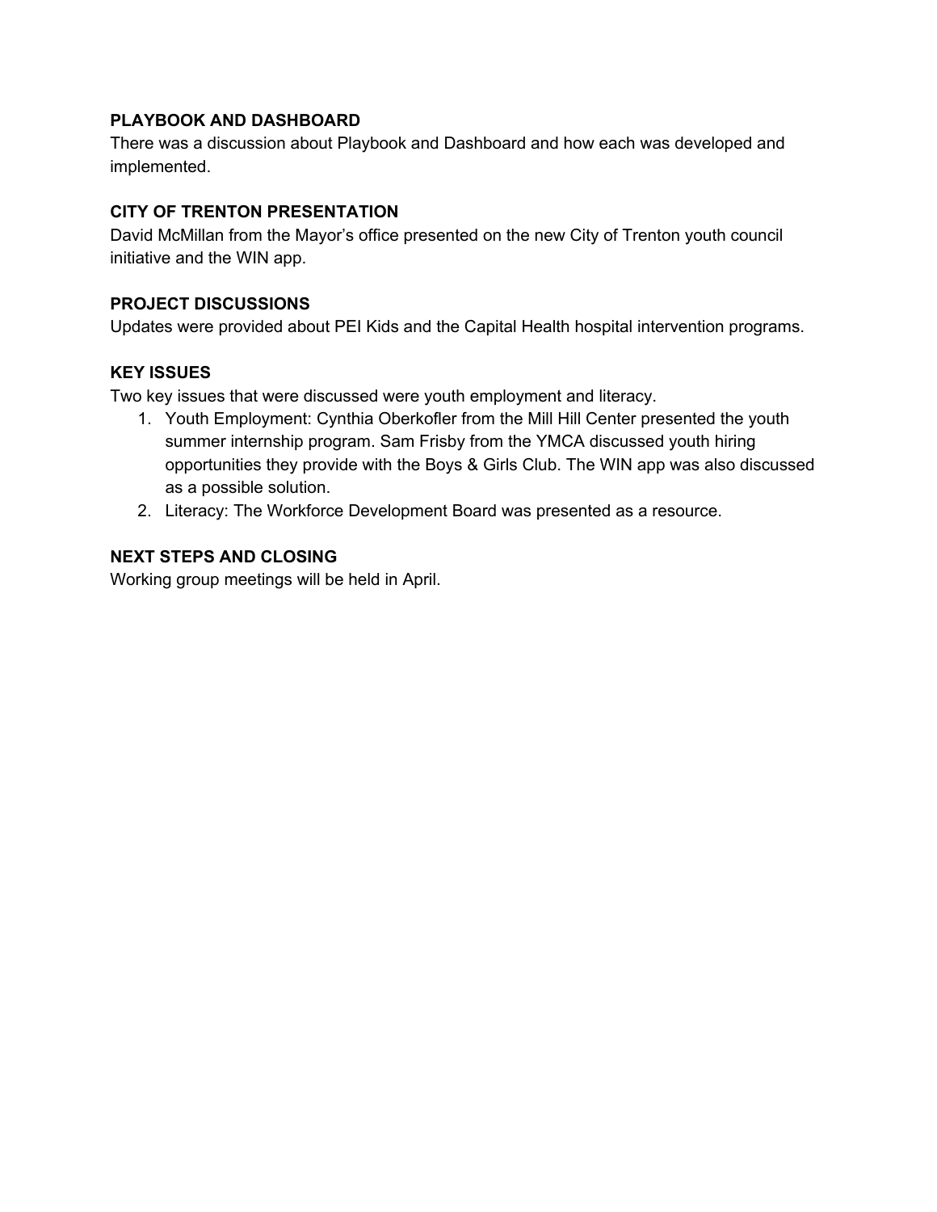**PLAYBOOK AND DASHBOARD**
There was a discussion about Playbook and Dashboard and how each was developed and implemented.

**CITY OF TRENTON PRESENTATION**
David McMillan from the Mayor's office presented on the new City of Trenton youth council initiative and the WIN app.

**PROJECT DISCUSSIONS**
Updates were provided about PEI Kids and the Capital Health hospital intervention programs.

**KEY ISSUES**
Two key issues that were discussed were youth employment and literacy.

1. Youth Employment: Cynthia Oberkofler from the Mill Hill Center presented the youth summer internship program. Sam Frisby from the YMCA discussed youth hiring opportunities they provide with the Boys & Girls Club. The WIN app was also discussed as a possible solution.
2. Literacy: The Workforce Development Board was presented as a resource.

**NEXT STEPS AND CLOSING**
Working group meetings will be held in April.